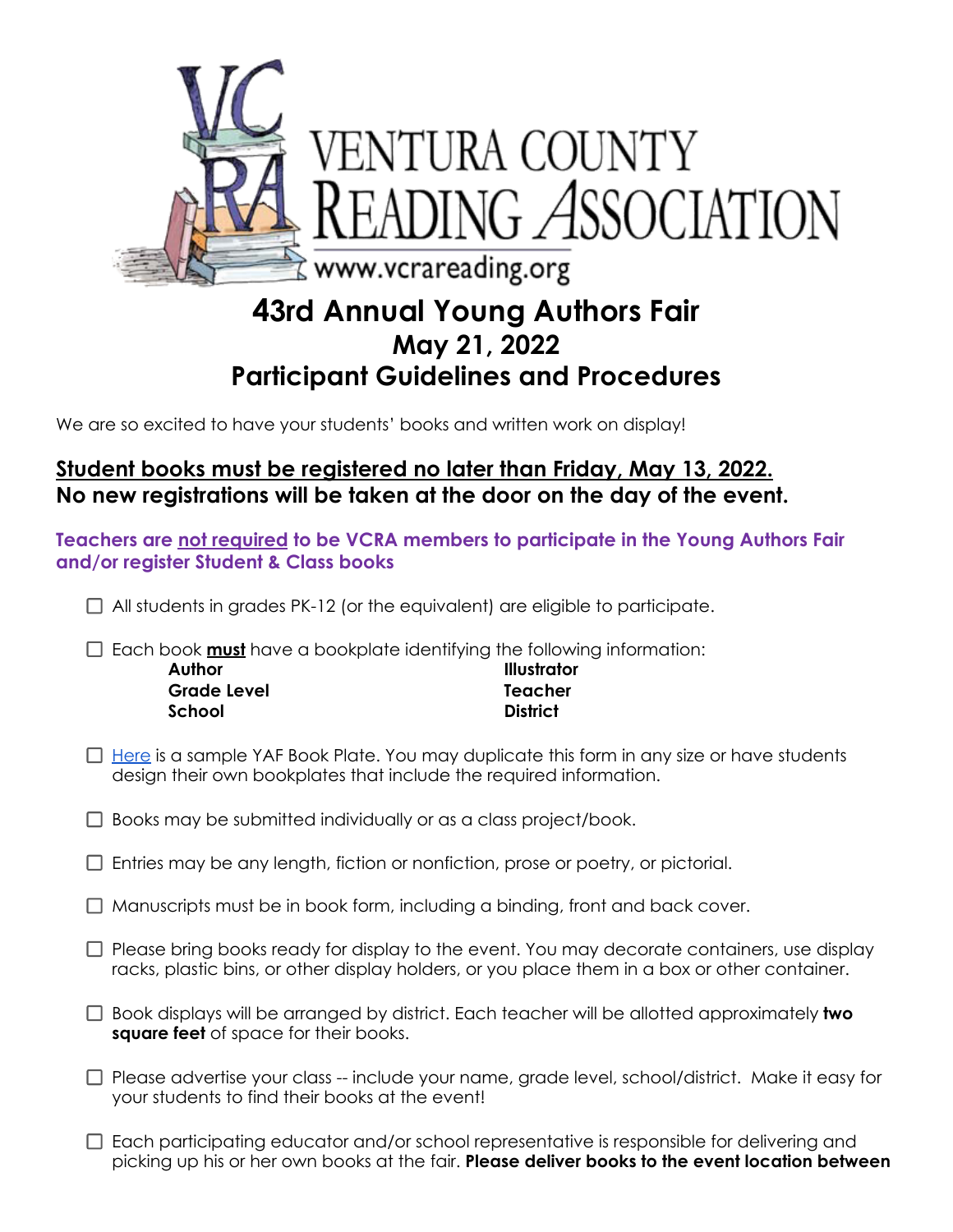VENTURA COUNTY READING ASSOCIATION

www.vcrareading.org

# 43rd Annual Young Authors Fair
## May 21, 2022
## Participant Guidelines and Procedures

We are so excited to have your students' books and written work on display!

**<u>Student books must be registered no later than Friday, May 13, 2022.</u>**
**No new registrations will be taken at the door on the day of the event.**

**Teachers are <u>not required</u> to be VCRA members to participate in the Young Authors Fair and/or register Student & Class books**

- ☐ All students in grades PK-12 (or the equivalent) are eligible to participate.
- ☐ Each book **<u>must</u>** have a bookplate identifying the following information:
  - **Author**
  - **Illustrator**
  - **Grade Level**
  - **Teacher**
  - **School**
  - **District**
- ☐ [Here]() is a sample YAF Book Plate. You may duplicate this form in any size or have students design their own bookplates that include the required information.
- ☐ Books may be submitted individually or as a class project/book.
- ☐ Entries may be any length, fiction or nonfiction, prose or poetry, or pictorial.
- ☐ Manuscripts must be in book form, including a binding, front and back cover.
- ☐ Please bring books ready for display to the event. You may decorate containers, use display racks, plastic bins, or other display holders, or you place them in a box or other container.
- ☐ Book displays will be arranged by district. Each teacher will be allotted approximately **two square feet** of space for their books.
- ☐ Please advertise your class -- include your name, grade level, school/district. Make it easy for your students to find their books at the event!
- ☐ Each participating educator and/or school representative is responsible for delivering and picking up his or her own books at the fair. **Please deliver books to the event location between**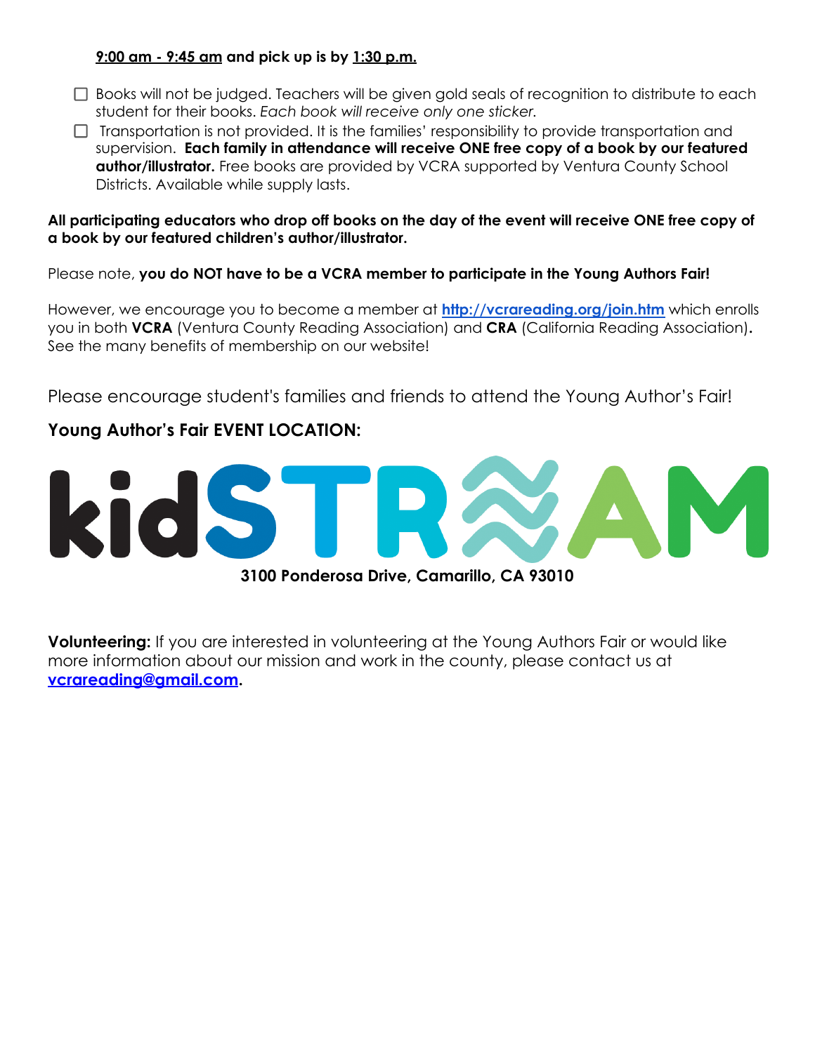**9:00 am - 9:45 am and pick up is by 1:30 p.m.**

- ☐ Books will not be judged. Teachers will be given gold seals of recognition to distribute to each student for their books. *Each book will receive only one sticker.*
- ☐ Transportation is not provided. It is the families' responsibility to provide transportation and supervision. **Each family in attendance will receive ONE free copy of a book by our featured author/illustrator.** Free books are provided by VCRA supported by Ventura County School Districts. Available while supply lasts.

**All participating educators who drop off books on the day of the event will receive ONE free copy of a book by our featured children's author/illustrator.**

Please note, **you do NOT have to be a VCRA member to participate in the Young Authors Fair!**

However, we encourage you to become a member at **[http://vcrareading.org/join.htm](http://vcrareading.org/join.htm)** which enrolls you in both **VCRA** (Ventura County Reading Association) and **CRA** (California Reading Association)**.** See the many benefits of membership on our website!

Please encourage student's families and friends to attend the Young Author's Fair!

**Young Author's Fair EVENT LOCATION:**

kidSTREAM

**3100 Ponderosa Drive, Camarillo, CA 93010**

**Volunteering:** If you are interested in volunteering at the Young Authors Fair or would like more information about our mission and work in the county, please contact us at **[vcrareading@gmail.com](mailto:vcrareading@gmail.com)**.